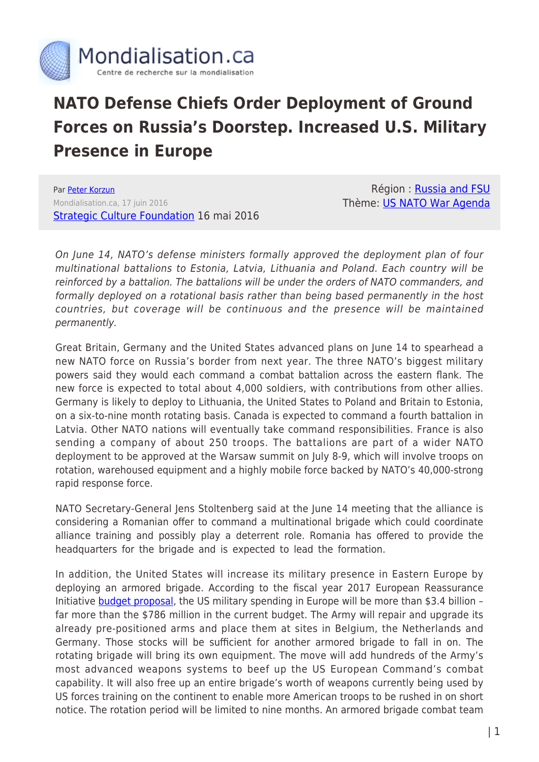# NATO Defense Chiefs Order Deployment of Ground Forces on Russia's Doorstep. Increased U.S. Military Presence in Europe

Par Peter Korzun
Mondialisation.ca, 17 juin 2016
Strategic Culture Foundation 16 mai 2016

Région : Russia and FSU
Thème: US NATO War Agenda

*On June 14, NATO's defense ministers formally approved the deployment plan of four multinational battalions to Estonia, Latvia, Lithuania and Poland. Each country will be reinforced by a battalion. The battalions will be under the orders of NATO commanders, and formally deployed on a rotational basis rather than being based permanently in the host countries, but coverage will be continuous and the presence will be maintained permanently.*

Great Britain, Germany and the United States advanced plans on June 14 to spearhead a new NATO force on Russia's border from next year. The three NATO's biggest military powers said they would each command a combat battalion across the eastern flank. The new force is expected to total about 4,000 soldiers, with contributions from other allies. Germany is likely to deploy to Lithuania, the United States to Poland and Britain to Estonia, on a six-to-nine month rotating basis. Canada is expected to command a fourth battalion in Latvia. Other NATO nations will eventually take command responsibilities. France is also sending a company of about 250 troops. The battalions are part of a wider NATO deployment to be approved at the Warsaw summit on July 8-9, which will involve troops on rotation, warehoused equipment and a highly mobile force backed by NATO's 40,000-strong rapid response force.

NATO Secretary-General Jens Stoltenberg said at the June 14 meeting that the alliance is considering a Romanian offer to command a multinational brigade which could coordinate alliance training and possibly play a deterrent role. Romania has offered to provide the headquarters for the brigade and is expected to lead the formation.

In addition, the United States will increase its military presence in Eastern Europe by deploying an armored brigade. According to the fiscal year 2017 European Reassurance Initiative budget proposal, the US military spending in Europe will be more than $3.4 billion – far more than the $786 million in the current budget. The Army will repair and upgrade its already pre-positioned arms and place them at sites in Belgium, the Netherlands and Germany. Those stocks will be sufficient for another armored brigade to fall in on. The rotating brigade will bring its own equipment. The move will add hundreds of the Army's most advanced weapons systems to beef up the US European Command's combat capability. It will also free up an entire brigade's worth of weapons currently being used by US forces training on the continent to enable more American troops to be rushed in on short notice. The rotation period will be limited to nine months. An armored brigade combat team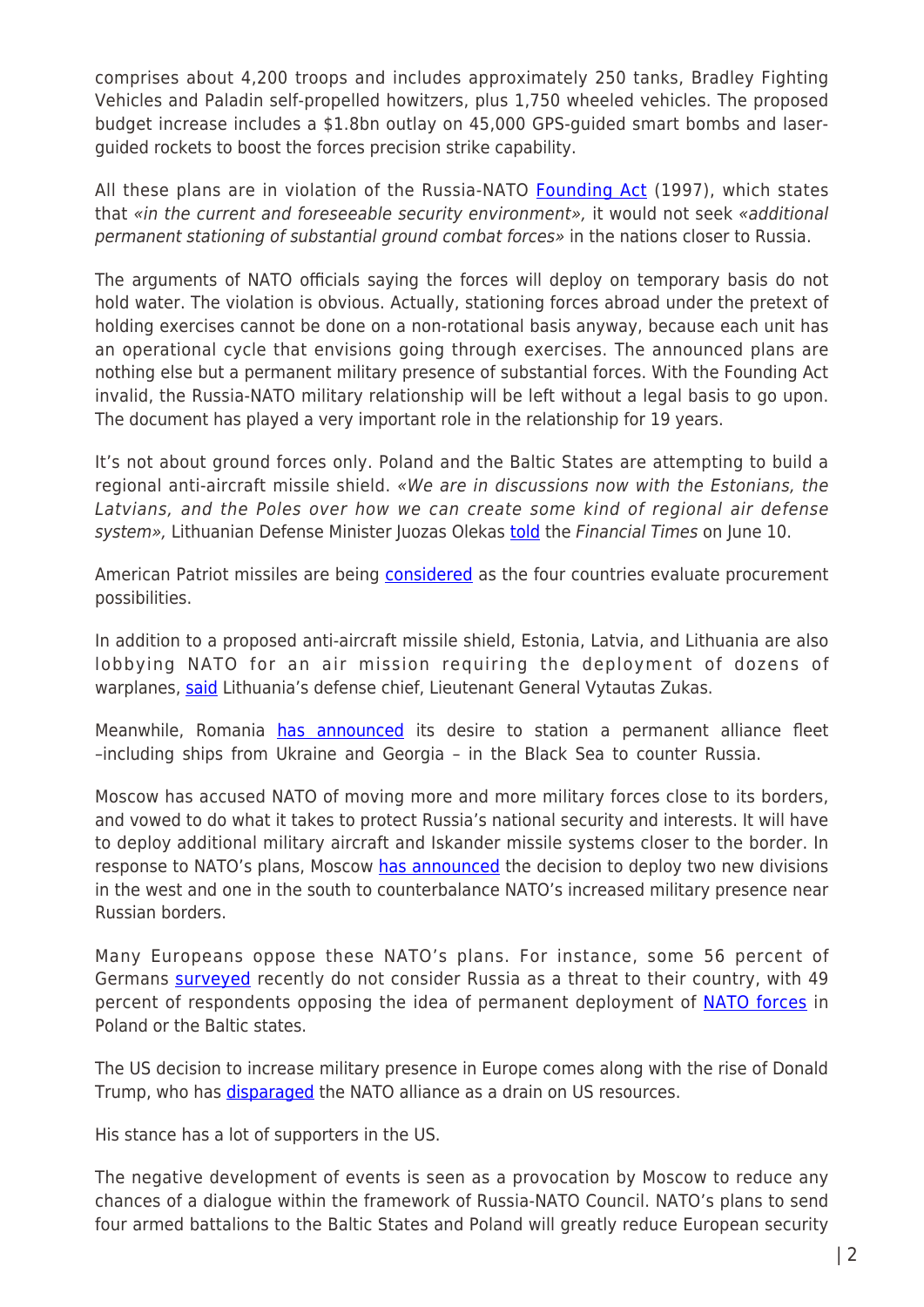comprises about 4,200 troops and includes approximately 250 tanks, Bradley Fighting Vehicles and Paladin self-propelled howitzers, plus 1,750 wheeled vehicles. The proposed budget increase includes a $1.8bn outlay on 45,000 GPS-guided smart bombs and laser-guided rockets to boost the forces precision strike capability.

All these plans are in violation of the Russia-NATO Founding Act (1997), which states that *«in the current and foreseeable security environment»,* it would not seek *«additional permanent stationing of substantial ground combat forces»* in the nations closer to Russia.

The arguments of NATO officials saying the forces will deploy on temporary basis do not hold water. The violation is obvious. Actually, stationing forces abroad under the pretext of holding exercises cannot be done on a non-rotational basis anyway, because each unit has an operational cycle that envisions going through exercises. The announced plans are nothing else but a permanent military presence of substantial forces. With the Founding Act invalid, the Russia-NATO military relationship will be left without a legal basis to go upon. The document has played a very important role in the relationship for 19 years.

It's not about ground forces only. Poland and the Baltic States are attempting to build a regional anti-aircraft missile shield. *«We are in discussions now with the Estonians, the Latvians, and the Poles over how we can create some kind of regional air defense system»,* Lithuanian Defense Minister Juozas Olekas told the *Financial Times* on June 10.

American Patriot missiles are being considered as the four countries evaluate procurement possibilities.

In addition to a proposed anti-aircraft missile shield, Estonia, Latvia, and Lithuania are also lobbying NATO for an air mission requiring the deployment of dozens of warplanes, said Lithuania's defense chief, Lieutenant General Vytautas Zukas.

Meanwhile, Romania has announced its desire to station a permanent alliance fleet –including ships from Ukraine and Georgia – in the Black Sea to counter Russia.

Moscow has accused NATO of moving more and more military forces close to its borders, and vowed to do what it takes to protect Russia's national security and interests. It will have to deploy additional military aircraft and Iskander missile systems closer to the border. In response to NATO's plans, Moscow has announced the decision to deploy two new divisions in the west and one in the south to counterbalance NATO's increased military presence near Russian borders.

Many Europeans oppose these NATO's plans. For instance, some 56 percent of Germans surveyed recently do not consider Russia as a threat to their country, with 49 percent of respondents opposing the idea of permanent deployment of NATO forces in Poland or the Baltic states.

The US decision to increase military presence in Europe comes along with the rise of Donald Trump, who has disparaged the NATO alliance as a drain on US resources.

His stance has a lot of supporters in the US.

The negative development of events is seen as a provocation by Moscow to reduce any chances of a dialogue within the framework of Russia-NATO Council. NATO's plans to send four armed battalions to the Baltic States and Poland will greatly reduce European security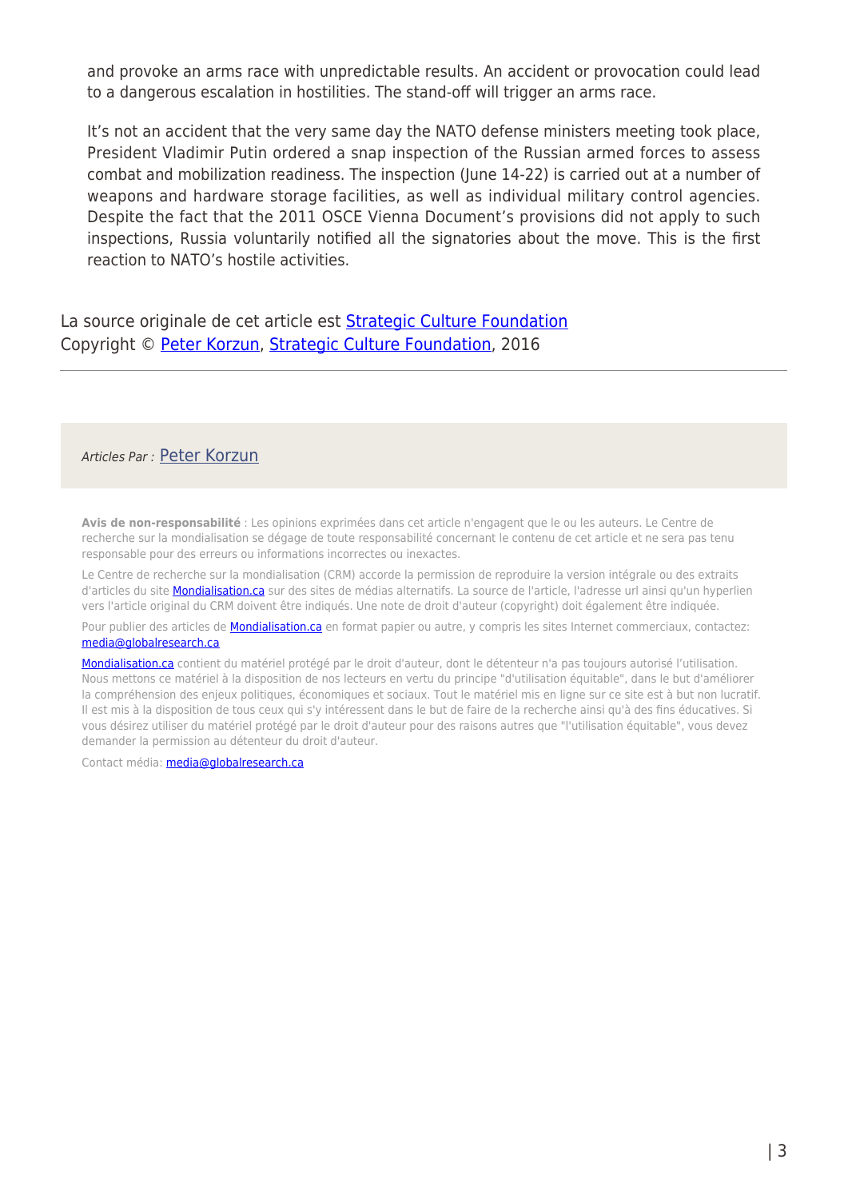and provoke an arms race with unpredictable results. An accident or provocation could lead to a dangerous escalation in hostilities. The stand-off will trigger an arms race.

It's not an accident that the very same day the NATO defense ministers meeting took place, President Vladimir Putin ordered a snap inspection of the Russian armed forces to assess combat and mobilization readiness. The inspection (June 14-22) is carried out at a number of weapons and hardware storage facilities, as well as individual military control agencies. Despite the fact that the 2011 OSCE Vienna Document's provisions did not apply to such inspections, Russia voluntarily notified all the signatories about the move. This is the first reaction to NATO's hostile activities.

La source originale de cet article est Strategic Culture Foundation
Copyright © Peter Korzun, Strategic Culture Foundation, 2016

---

*Articles Par :* Peter Korzun

**Avis de non-responsabilité** : Les opinions exprimées dans cet article n'engagent que le ou les auteurs. Le Centre de recherche sur la mondialisation se dégage de toute responsabilité concernant le contenu de cet article et ne sera pas tenu responsable pour des erreurs ou informations incorrectes ou inexactes.

Le Centre de recherche sur la mondialisation (CRM) accorde la permission de reproduire la version intégrale ou des extraits d'articles du site Mondialisation.ca sur des sites de médias alternatifs. La source de l'article, l'adresse url ainsi qu'un hyperlien vers l'article original du CRM doivent être indiqués. Une note de droit d'auteur (copyright) doit également être indiquée.

Pour publier des articles de Mondialisation.ca en format papier ou autre, y compris les sites Internet commerciaux, contactez: media@globalresearch.ca

Mondialisation.ca contient du matériel protégé par le droit d'auteur, dont le détenteur n'a pas toujours autorisé l'utilisation. Nous mettons ce matériel à la disposition de nos lecteurs en vertu du principe "d'utilisation équitable", dans le but d'améliorer la compréhension des enjeux politiques, économiques et sociaux. Tout le matériel mis en ligne sur ce site est à but non lucratif. Il est mis à la disposition de tous ceux qui s'y intéressent dans le but de faire de la recherche ainsi qu'à des fins éducatives. Si vous désirez utiliser du matériel protégé par le droit d'auteur pour des raisons autres que "l'utilisation équitable", vous devez demander la permission au détenteur du droit d'auteur.

Contact média: media@globalresearch.ca